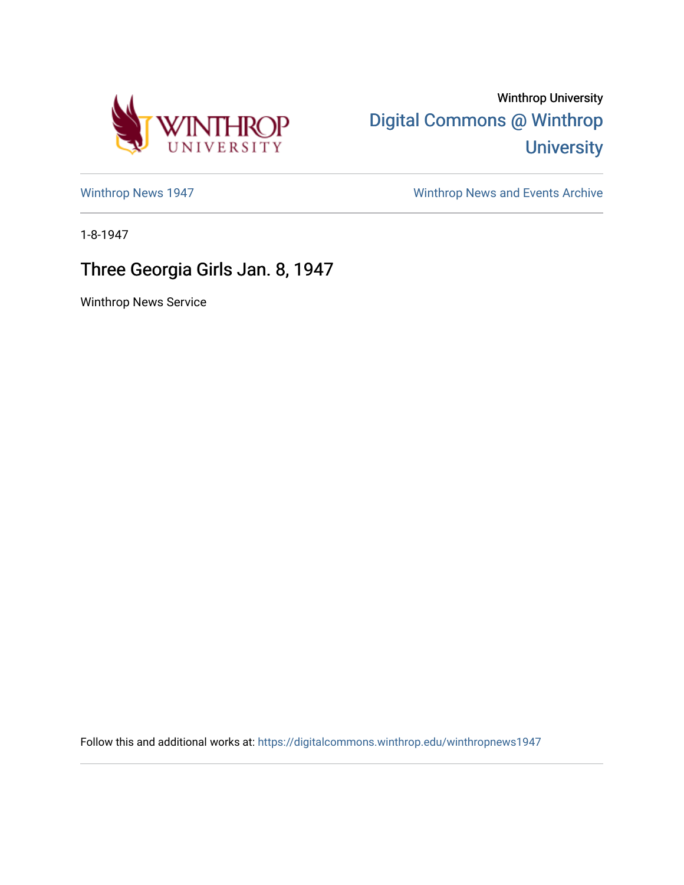Winthrop University

Digital Commons @ Winthrop University

Winthrop News 1947

Winthrop News and Events Archive

1-8-1947

# Three Georgia Girls Jan. 8, 1947

Winthrop News Service

Follow this and additional works at: https://digitalcommons.winthrop.edu/winthropnews1947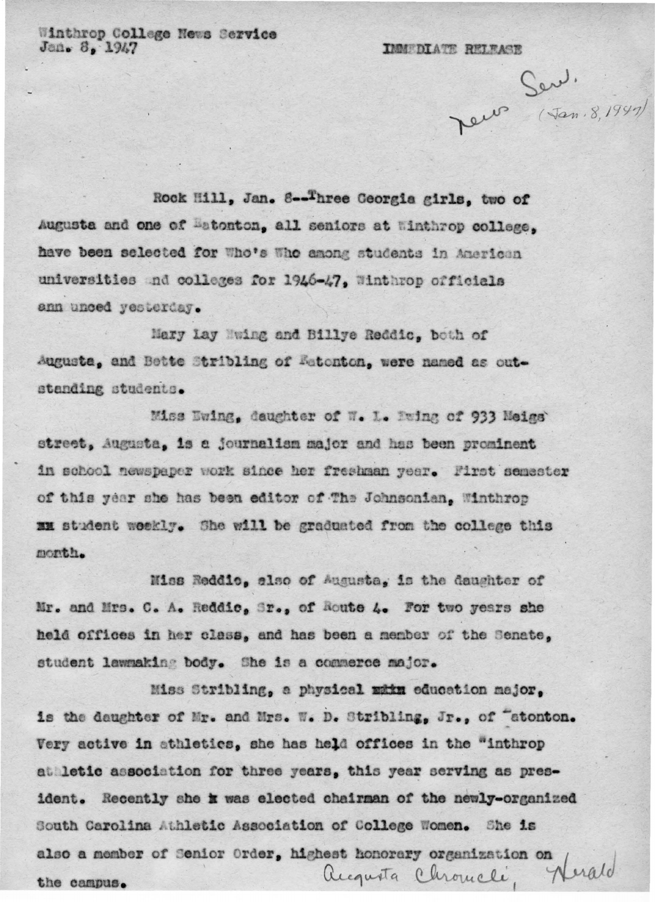Winthrop College News Service
Jan. 8, 1947

IMMEDIATE RELEASE

News Serv. (Jan. 8, 1947)

Rock Hill, Jan. 8--Three Georgia girls, two of Augusta and one of Eatonton, all seniors at Winthrop college, have been selected for Who's Who among students in American universities and colleges for 1946-47, Winthrop officials announced yesterday.

Mary Lay Ewing and Billye Reddic, both of Augusta, and Bette Stribling of Eatonton, were named as outstanding students.

Miss Ewing, daughter of W. L. Ewing of 933 Meigs street, Augusta, is a journalism major and has been prominent in school newspaper work since her freshman year. First semester of this year she has been editor of The Johnsonian, Winthrop xx student weekly. She will be graduated from the college this month.

Miss Reddic, also of Augusta, is the daughter of Mr. and Mrs. C. A. Reddic, Sr., of Route 4. For two years she held offices in her class, and has been a member of the Senate, student lawmaking body. She is a commerce major.

Miss Stribling, a physical xxxx education major, is the daughter of Mr. and Mrs. W. D. Stribling, Jr., of Eatonton. Very active in athletics, she has held offices in the Winthrop athletic association for three years, this year serving as president. Recently she x was elected chairman of the newly-organized South Carolina Athletic Association of College Women. She is also a member of Senior Order, highest honorary organization on the campus.

Augusta Chronicle, Herald